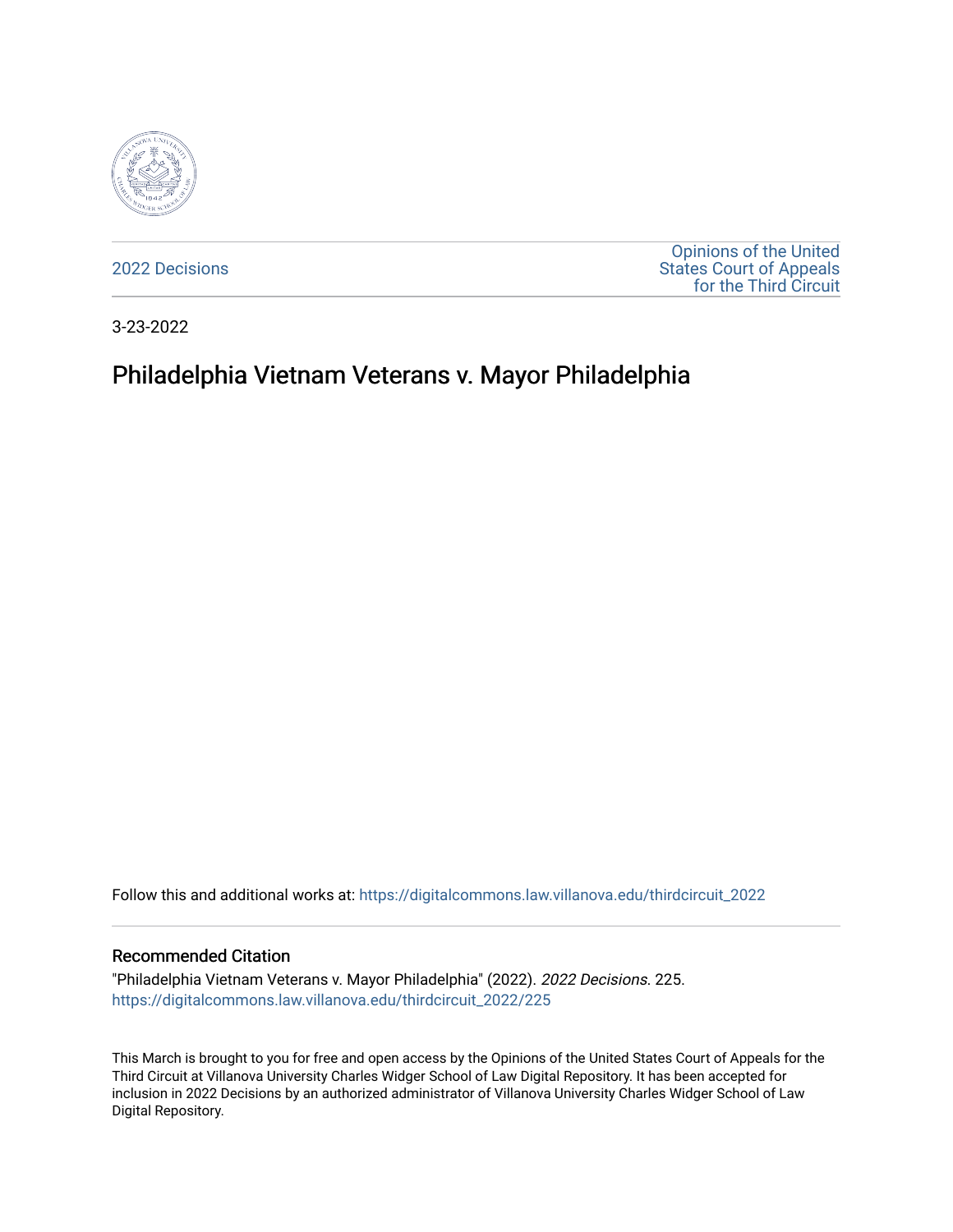2022 Decisions

Opinions of the United States Court of Appeals for the Third Circuit

3-23-2022

# Philadelphia Vietnam Veterans v. Mayor Philadelphia

Follow this and additional works at: https://digitalcommons.law.villanova.edu/thirdcircuit_2022

## Recommended Citation

"Philadelphia Vietnam Veterans v. Mayor Philadelphia" (2022). *2022 Decisions*. 225.
https://digitalcommons.law.villanova.edu/thirdcircuit_2022/225

This March is brought to you for free and open access by the Opinions of the United States Court of Appeals for the Third Circuit at Villanova University Charles Widger School of Law Digital Repository. It has been accepted for inclusion in 2022 Decisions by an authorized administrator of Villanova University Charles Widger School of Law Digital Repository.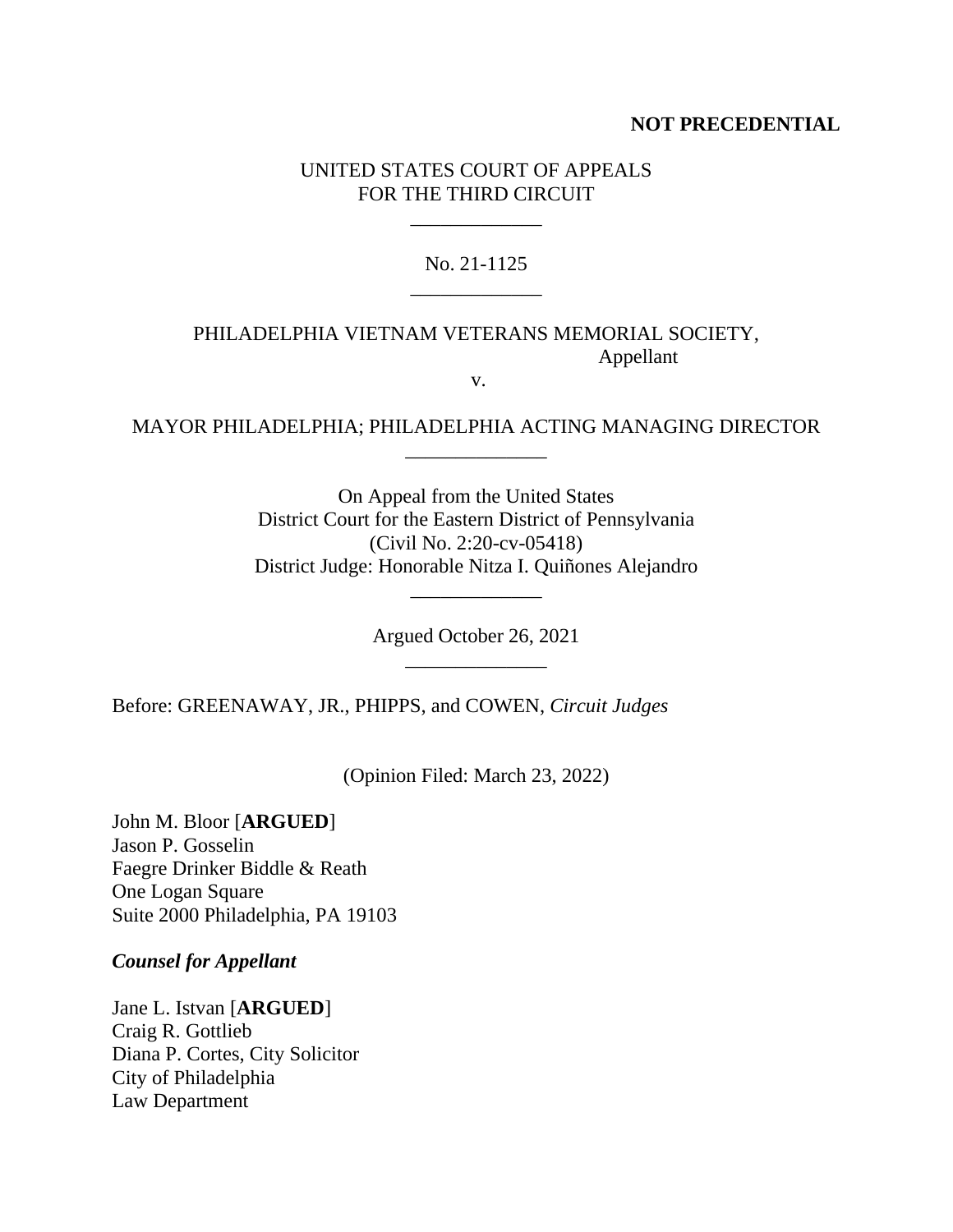**NOT PRECEDENTIAL**

UNITED STATES COURT OF APPEALS
FOR THE THIRD CIRCUIT

\_\_\_\_\_\_\_\_\_\_\_\_\_

No. 21-1125

\_\_\_\_\_\_\_\_\_\_\_\_\_

PHILADELPHIA VIETNAM VETERANS MEMORIAL SOCIETY,
Appellant

v.

MAYOR PHILADELPHIA; PHILADELPHIA ACTING MANAGING DIRECTOR

\_\_\_\_\_\_\_\_\_\_\_\_\_\_

On Appeal from the United States
District Court for the Eastern District of Pennsylvania
(Civil No. 2:20-cv-05418)
District Judge: Honorable Nitza I. Quiñones Alejandro

\_\_\_\_\_\_\_\_\_\_\_\_\_

Argued October 26, 2021

\_\_\_\_\_\_\_\_\_\_\_\_\_\_

Before: GREENAWAY, JR., PHIPPS, and COWEN, *Circuit Judges*

(Opinion Filed: March 23, 2022)

John M. Bloor [**ARGUED**]
Jason P. Gosselin
Faegre Drinker Biddle & Reath
One Logan Square
Suite 2000 Philadelphia, PA 19103

***Counsel for Appellant***

Jane L. Istvan [**ARGUED**]
Craig R. Gottlieb
Diana P. Cortes, City Solicitor
City of Philadelphia
Law Department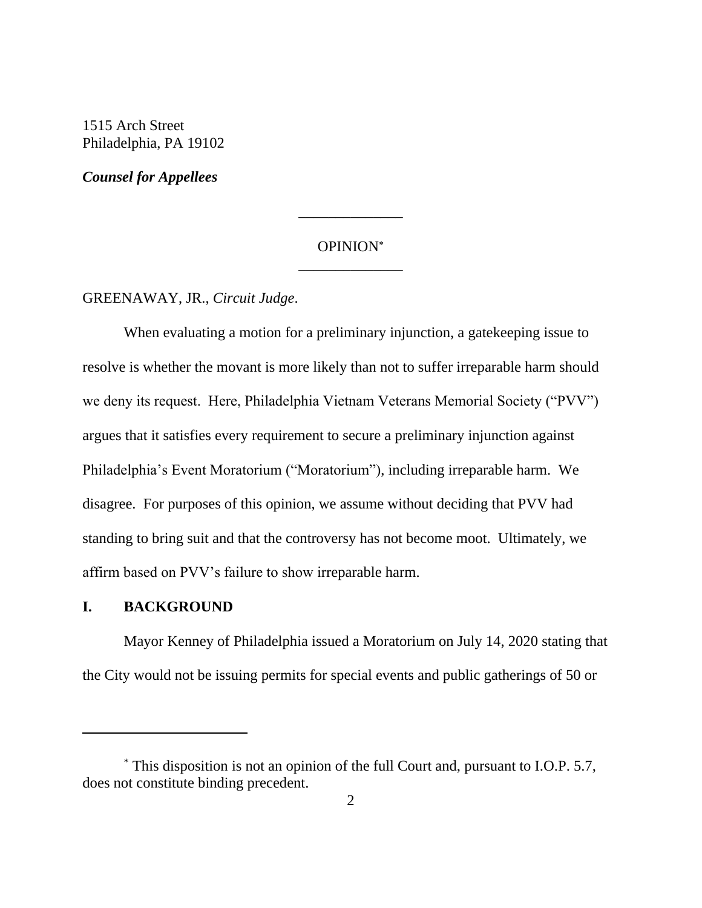1515 Arch Street
Philadelphia, PA 19102

***Counsel for Appellees***

______________

OPINION*

______________

GREENAWAY, JR., *Circuit Judge*.

When evaluating a motion for a preliminary injunction, a gatekeeping issue to resolve is whether the movant is more likely than not to suffer irreparable harm should we deny its request. Here, Philadelphia Vietnam Veterans Memorial Society ("PVV") argues that it satisfies every requirement to secure a preliminary injunction against Philadelphia's Event Moratorium ("Moratorium"), including irreparable harm. We disagree. For purposes of this opinion, we assume without deciding that PVV had standing to bring suit and that the controversy has not become moot. Ultimately, we affirm based on PVV's failure to show irreparable harm.

## I. BACKGROUND

Mayor Kenney of Philadelphia issued a Moratorium on July 14, 2020 stating that the City would not be issuing permits for special events and public gatherings of 50 or

---

* This disposition is not an opinion of the full Court and, pursuant to I.O.P. 5.7, does not constitute binding precedent.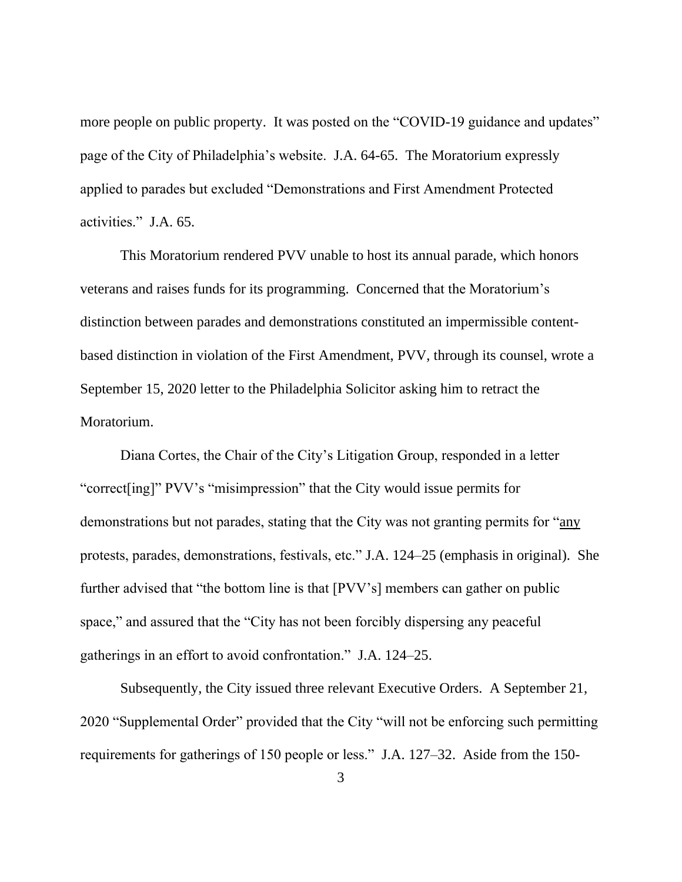more people on public property. It was posted on the "COVID-19 guidance and updates" page of the City of Philadelphia's website. J.A. 64-65. The Moratorium expressly applied to parades but excluded "Demonstrations and First Amendment Protected activities." J.A. 65.

This Moratorium rendered PVV unable to host its annual parade, which honors veterans and raises funds for its programming. Concerned that the Moratorium's distinction between parades and demonstrations constituted an impermissible content-based distinction in violation of the First Amendment, PVV, through its counsel, wrote a September 15, 2020 letter to the Philadelphia Solicitor asking him to retract the Moratorium.

Diana Cortes, the Chair of the City's Litigation Group, responded in a letter "correct[ing]" PVV's "misimpression" that the City would issue permits for demonstrations but not parades, stating that the City was not granting permits for "<u>any</u> protests, parades, demonstrations, festivals, etc." J.A. 124–25 (emphasis in original). She further advised that "the bottom line is that [PVV's] members can gather on public space," and assured that the "City has not been forcibly dispersing any peaceful gatherings in an effort to avoid confrontation." J.A. 124–25.

Subsequently, the City issued three relevant Executive Orders. A September 21, 2020 "Supplemental Order" provided that the City "will not be enforcing such permitting requirements for gatherings of 150 people or less." J.A. 127–32. Aside from the 150-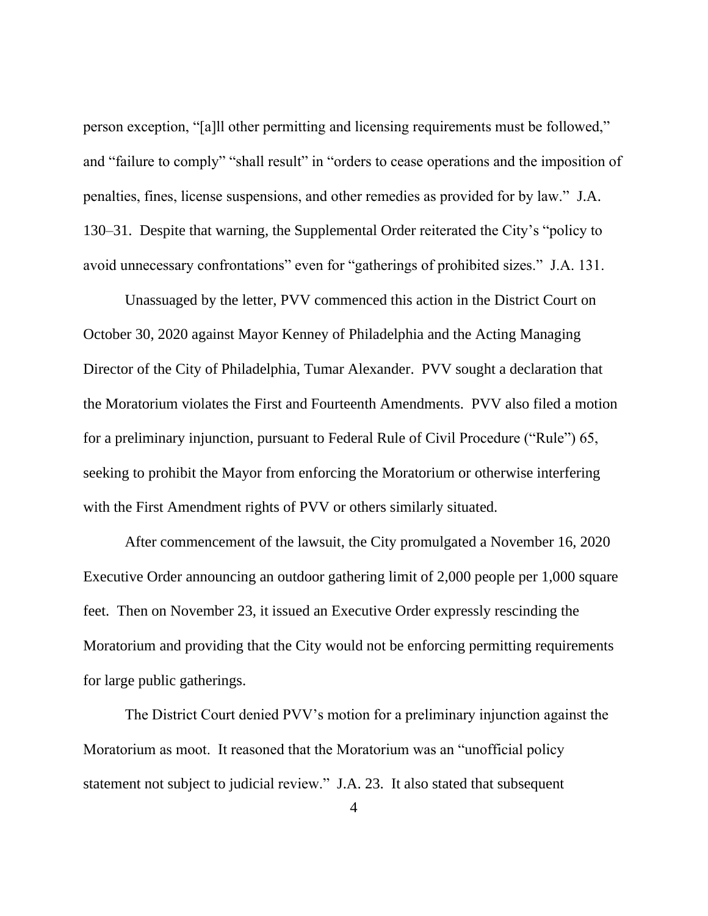person exception, "[a]ll other permitting and licensing requirements must be followed," and "failure to comply" "shall result" in "orders to cease operations and the imposition of penalties, fines, license suspensions, and other remedies as provided for by law." J.A. 130–31. Despite that warning, the Supplemental Order reiterated the City's "policy to avoid unnecessary confrontations" even for "gatherings of prohibited sizes." J.A. 131.

Unassuaged by the letter, PVV commenced this action in the District Court on October 30, 2020 against Mayor Kenney of Philadelphia and the Acting Managing Director of the City of Philadelphia, Tumar Alexander. PVV sought a declaration that the Moratorium violates the First and Fourteenth Amendments. PVV also filed a motion for a preliminary injunction, pursuant to Federal Rule of Civil Procedure ("Rule") 65, seeking to prohibit the Mayor from enforcing the Moratorium or otherwise interfering with the First Amendment rights of PVV or others similarly situated.

After commencement of the lawsuit, the City promulgated a November 16, 2020 Executive Order announcing an outdoor gathering limit of 2,000 people per 1,000 square feet. Then on November 23, it issued an Executive Order expressly rescinding the Moratorium and providing that the City would not be enforcing permitting requirements for large public gatherings.

The District Court denied PVV's motion for a preliminary injunction against the Moratorium as moot. It reasoned that the Moratorium was an "unofficial policy statement not subject to judicial review." J.A. 23. It also stated that subsequent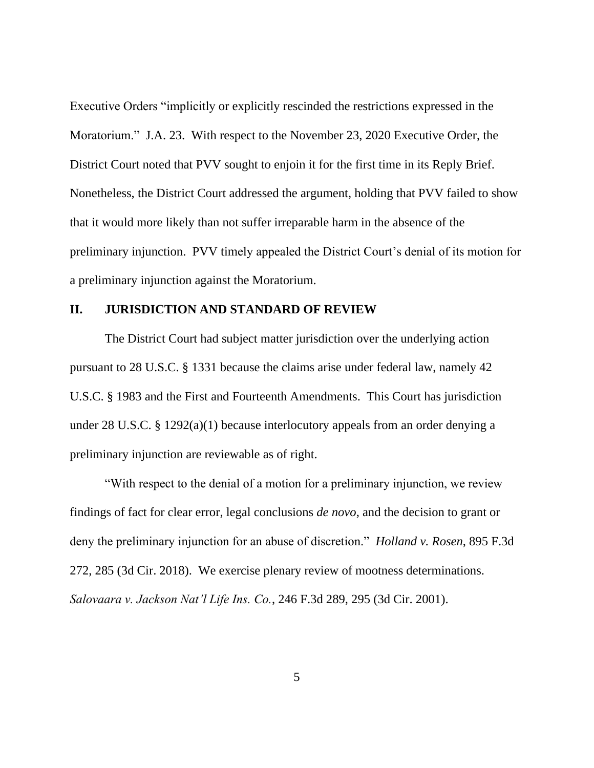Executive Orders "implicitly or explicitly rescinded the restrictions expressed in the Moratorium." J.A. 23. With respect to the November 23, 2020 Executive Order, the District Court noted that PVV sought to enjoin it for the first time in its Reply Brief. Nonetheless, the District Court addressed the argument, holding that PVV failed to show that it would more likely than not suffer irreparable harm in the absence of the preliminary injunction. PVV timely appealed the District Court's denial of its motion for a preliminary injunction against the Moratorium.

## II. JURISDICTION AND STANDARD OF REVIEW

The District Court had subject matter jurisdiction over the underlying action pursuant to 28 U.S.C. § 1331 because the claims arise under federal law, namely 42 U.S.C. § 1983 and the First and Fourteenth Amendments. This Court has jurisdiction under 28 U.S.C. § 1292(a)(1) because interlocutory appeals from an order denying a preliminary injunction are reviewable as of right.

"With respect to the denial of a motion for a preliminary injunction, we review findings of fact for clear error, legal conclusions *de novo*, and the decision to grant or deny the preliminary injunction for an abuse of discretion." *Holland v. Rosen*, 895 F.3d 272, 285 (3d Cir. 2018). We exercise plenary review of mootness determinations. *Salovaara v. Jackson Nat'l Life Ins. Co.*, 246 F.3d 289, 295 (3d Cir. 2001).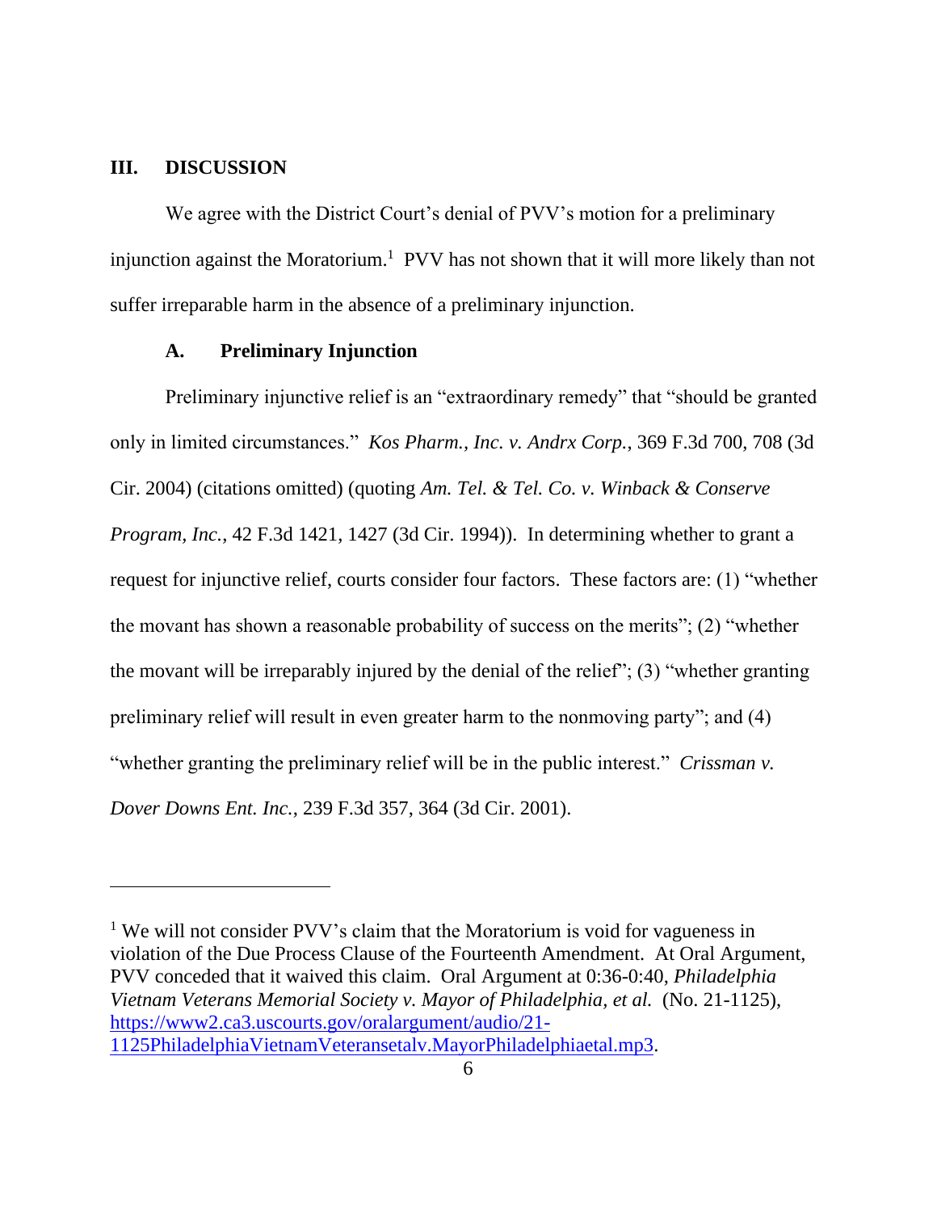## III. DISCUSSION

We agree with the District Court's denial of PVV's motion for a preliminary injunction against the Moratorium.[1] PVV has not shown that it will more likely than not suffer irreparable harm in the absence of a preliminary injunction.

### A. Preliminary Injunction

Preliminary injunctive relief is an "extraordinary remedy" that "should be granted only in limited circumstances." *Kos Pharm., Inc. v. Andrx Corp.*, 369 F.3d 700, 708 (3d Cir. 2004) (citations omitted) (quoting *Am. Tel. & Tel. Co. v. Winback & Conserve Program, Inc.*, 42 F.3d 1421, 1427 (3d Cir. 1994)). In determining whether to grant a request for injunctive relief, courts consider four factors. These factors are: (1) "whether the movant has shown a reasonable probability of success on the merits"; (2) "whether the movant will be irreparably injured by the denial of the relief"; (3) "whether granting preliminary relief will result in even greater harm to the nonmoving party"; and (4) "whether granting the preliminary relief will be in the public interest." *Crissman v. Dover Downs Ent. Inc.*, 239 F.3d 357, 364 (3d Cir. 2001).

---

[1] We will not consider PVV's claim that the Moratorium is void for vagueness in violation of the Due Process Clause of the Fourteenth Amendment. At Oral Argument, PVV conceded that it waived this claim. Oral Argument at 0:36-0:40, *Philadelphia Vietnam Veterans Memorial Society v. Mayor of Philadelphia, et al.* (No. 21-1125), https://www2.ca3.uscourts.gov/oralargument/audio/21-1125PhiladelphiaVietnamVeteransetalv.MayorPhiladelphiaetal.mp3.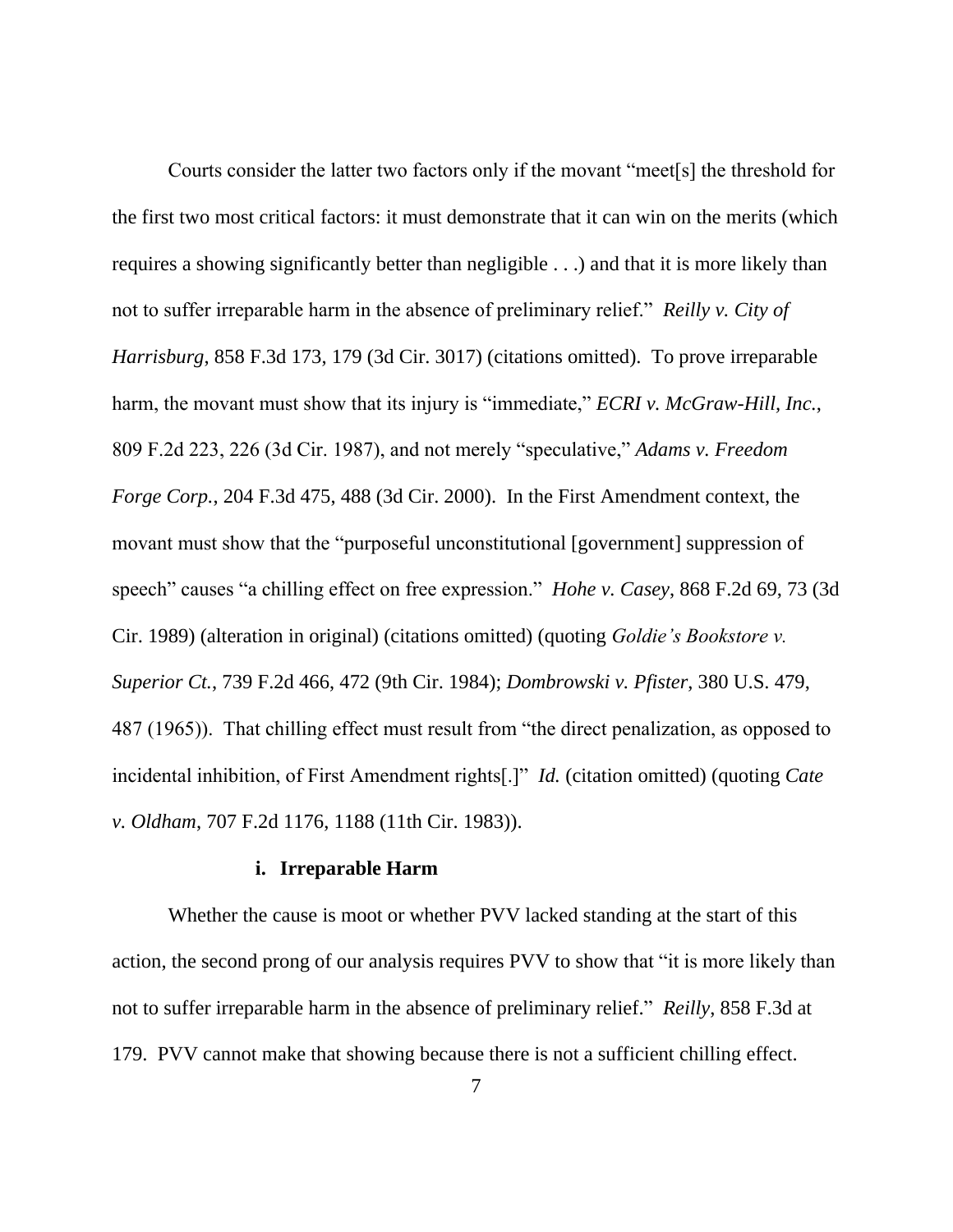Courts consider the latter two factors only if the movant "meet[s] the threshold for the first two most critical factors: it must demonstrate that it can win on the merits (which requires a showing significantly better than negligible . . .) and that it is more likely than not to suffer irreparable harm in the absence of preliminary relief." *Reilly v. City of Harrisburg*, 858 F.3d 173, 179 (3d Cir. 3017) (citations omitted). To prove irreparable harm, the movant must show that its injury is "immediate," *ECRI v. McGraw-Hill, Inc.*, 809 F.2d 223, 226 (3d Cir. 1987), and not merely "speculative," *Adams v. Freedom Forge Corp.*, 204 F.3d 475, 488 (3d Cir. 2000). In the First Amendment context, the movant must show that the "purposeful unconstitutional [government] suppression of speech" causes "a chilling effect on free expression." *Hohe v. Casey*, 868 F.2d 69, 73 (3d Cir. 1989) (alteration in original) (citations omitted) (quoting *Goldie's Bookstore v. Superior Ct.*, 739 F.2d 466, 472 (9th Cir. 1984); *Dombrowski v. Pfister*, 380 U.S. 479, 487 (1965)). That chilling effect must result from "the direct penalization, as opposed to incidental inhibition, of First Amendment rights[.]" *Id.* (citation omitted) (quoting *Cate v. Oldham*, 707 F.2d 1176, 1188 (11th Cir. 1983)).

**i. Irreparable Harm**

Whether the cause is moot or whether PVV lacked standing at the start of this action, the second prong of our analysis requires PVV to show that "it is more likely than not to suffer irreparable harm in the absence of preliminary relief." *Reilly*, 858 F.3d at 179. PVV cannot make that showing because there is not a sufficient chilling effect.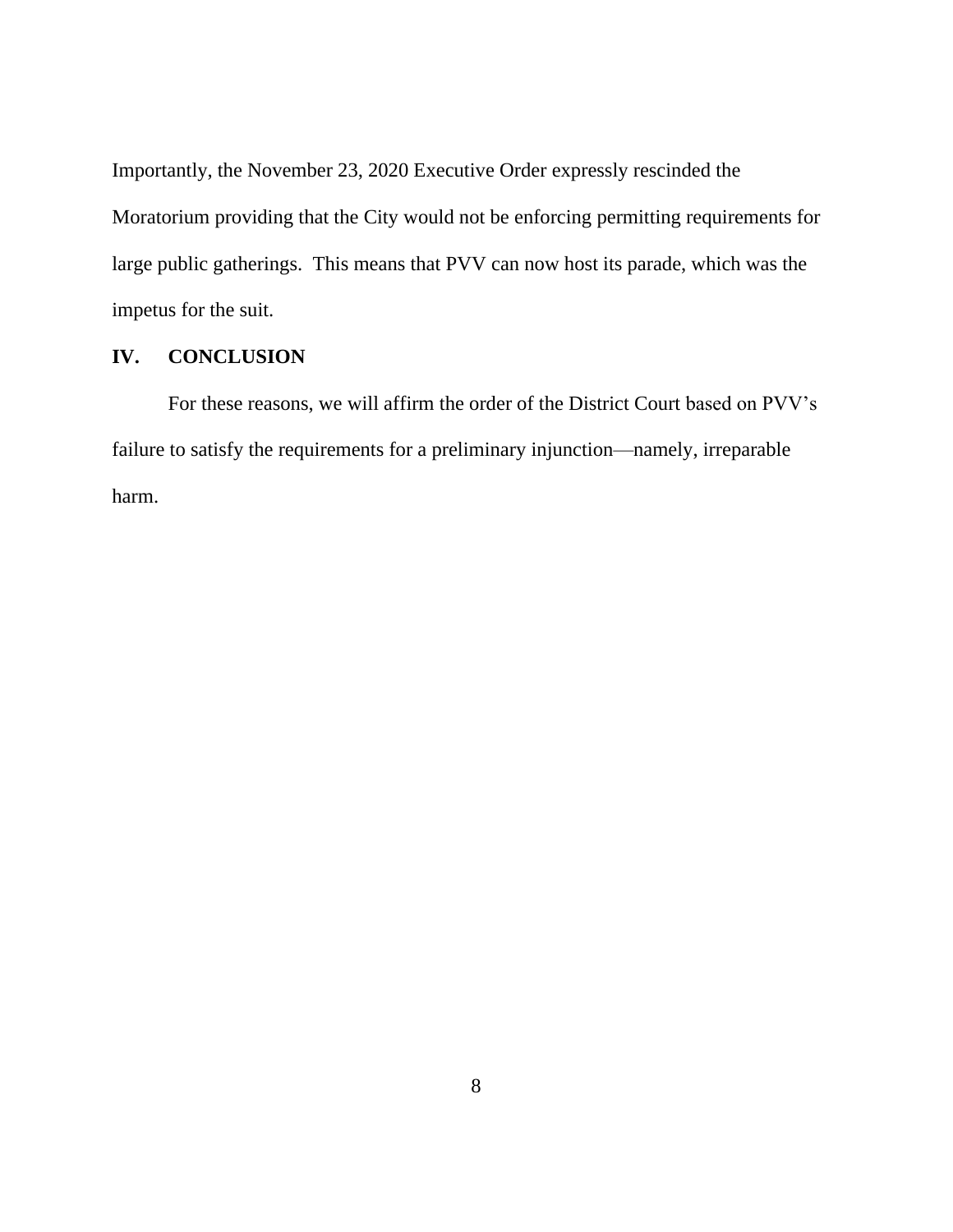Importantly, the November 23, 2020 Executive Order expressly rescinded the Moratorium providing that the City would not be enforcing permitting requirements for large public gatherings. This means that PVV can now host its parade, which was the impetus for the suit.

## IV. CONCLUSION

For these reasons, we will affirm the order of the District Court based on PVV's failure to satisfy the requirements for a preliminary injunction—namely, irreparable harm.